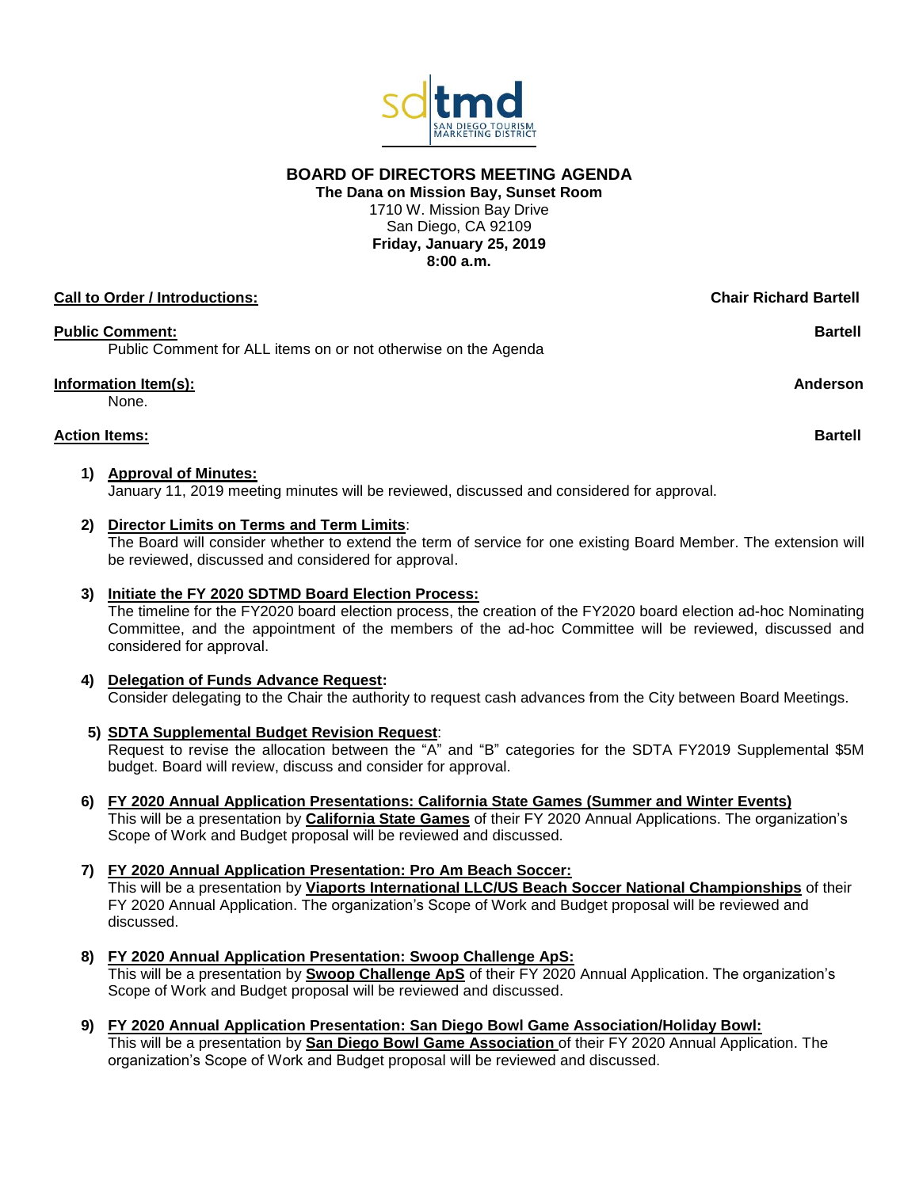sdtmd SAN DIEGO TOURISM MARKETING DISTRICT

# BOARD OF DIRECTORS MEETING AGENDA

**The Dana on Mission Bay, Sunset Room**
1710 W. Mission Bay Drive
San Diego, CA 92109
**Friday, January 25, 2019**
**8:00 a.m.**

**Call to Order / Introductions:** **Chair Richard Bartell**

**Public Comment:** **Bartell**
Public Comment for ALL items on or not otherwise on the Agenda

**Information Item(s):** **Anderson**
None.

**Action Items:** **Bartell**

1) **Approval of Minutes:**
January 11, 2019 meeting minutes will be reviewed, discussed and considered for approval.

2) **Director Limits on Terms and Term Limits**:
The Board will consider whether to extend the term of service for one existing Board Member. The extension will be reviewed, discussed and considered for approval.

3) **Initiate the FY 2020 SDTMD Board Election Process:**
The timeline for the FY2020 board election process, the creation of the FY2020 board election ad-hoc Nominating Committee, and the appointment of the members of the ad-hoc Committee will be reviewed, discussed and considered for approval.

4) **Delegation of Funds Advance Request:**
Consider delegating to the Chair the authority to request cash advances from the City between Board Meetings.

5) **SDTA Supplemental Budget Revision Request**:
Request to revise the allocation between the "A" and "B" categories for the SDTA FY2019 Supplemental $5M budget. Board will review, discuss and consider for approval.

6) **FY 2020 Annual Application Presentations: California State Games (Summer and Winter Events)**
This will be a presentation by **California State Games** of their FY 2020 Annual Applications. The organization's Scope of Work and Budget proposal will be reviewed and discussed.

7) **FY 2020 Annual Application Presentation: Pro Am Beach Soccer:**
This will be a presentation by **Viaports International LLC/US Beach Soccer National Championships** of their FY 2020 Annual Application. The organization's Scope of Work and Budget proposal will be reviewed and discussed.

8) **FY 2020 Annual Application Presentation: Swoop Challenge ApS:**
This will be a presentation by **Swoop Challenge ApS** of their FY 2020 Annual Application. The organization's Scope of Work and Budget proposal will be reviewed and discussed.

9) **FY 2020 Annual Application Presentation: San Diego Bowl Game Association/Holiday Bowl:**
This will be a presentation by **San Diego Bowl Game Association** of their FY 2020 Annual Application. The organization's Scope of Work and Budget proposal will be reviewed and discussed.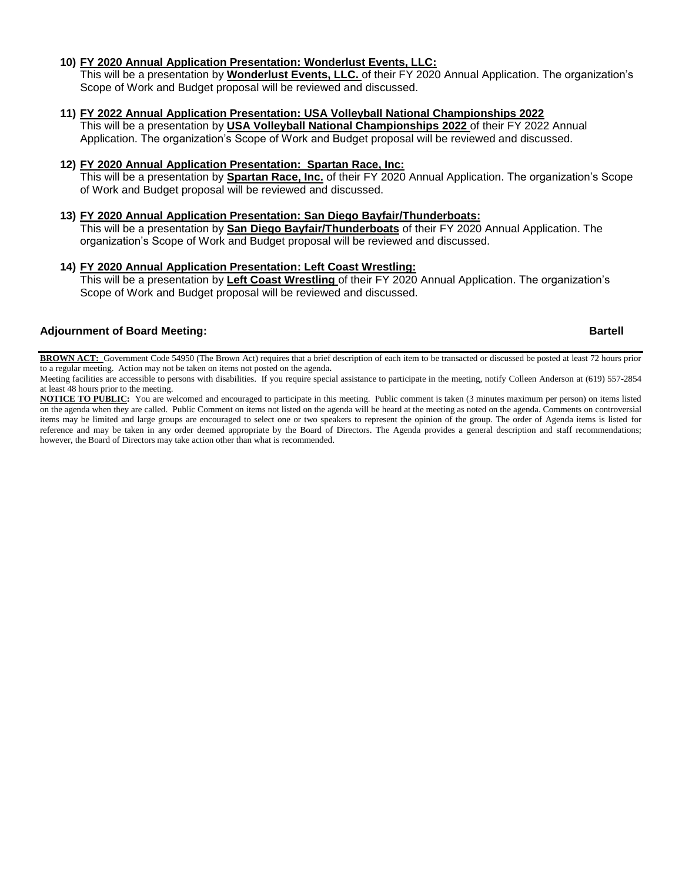10) **FY 2020 Annual Application Presentation: Wonderlust Events, LLC:**
This will be a presentation by **Wonderlust Events, LLC.** of their FY 2020 Annual Application. The organization's Scope of Work and Budget proposal will be reviewed and discussed.

11) **FY 2022 Annual Application Presentation: USA Volleyball National Championships 2022**
This will be a presentation by **USA Volleyball National Championships 2022** of their FY 2022 Annual Application. The organization's Scope of Work and Budget proposal will be reviewed and discussed.

12) **FY 2020 Annual Application Presentation: Spartan Race, Inc:**
This will be a presentation by **Spartan Race, Inc.** of their FY 2020 Annual Application. The organization's Scope of Work and Budget proposal will be reviewed and discussed.

13) **FY 2020 Annual Application Presentation: San Diego Bayfair/Thunderboats:**
This will be a presentation by **San Diego Bayfair/Thunderboats** of their FY 2020 Annual Application. The organization's Scope of Work and Budget proposal will be reviewed and discussed.

14) **FY 2020 Annual Application Presentation: Left Coast Wrestling:**
This will be a presentation by **Left Coast Wrestling** of their FY 2020 Annual Application. The organization's Scope of Work and Budget proposal will be reviewed and discussed.

**Adjournment of Board Meeting:** **Bartell**

---

**BROWN ACT:** Government Code 54950 (The Brown Act) requires that a brief description of each item to be transacted or discussed be posted at least 72 hours prior to a regular meeting. Action may not be taken on items not posted on the agenda**.**

Meeting facilities are accessible to persons with disabilities. If you require special assistance to participate in the meeting, notify Colleen Anderson at (619) 557-2854 at least 48 hours prior to the meeting.

**NOTICE TO PUBLIC:** You are welcomed and encouraged to participate in this meeting. Public comment is taken (3 minutes maximum per person) on items listed on the agenda when they are called. Public Comment on items not listed on the agenda will be heard at the meeting as noted on the agenda. Comments on controversial items may be limited and large groups are encouraged to select one or two speakers to represent the opinion of the group. The order of Agenda items is listed for reference and may be taken in any order deemed appropriate by the Board of Directors. The Agenda provides a general description and staff recommendations; however, the Board of Directors may take action other than what is recommended.